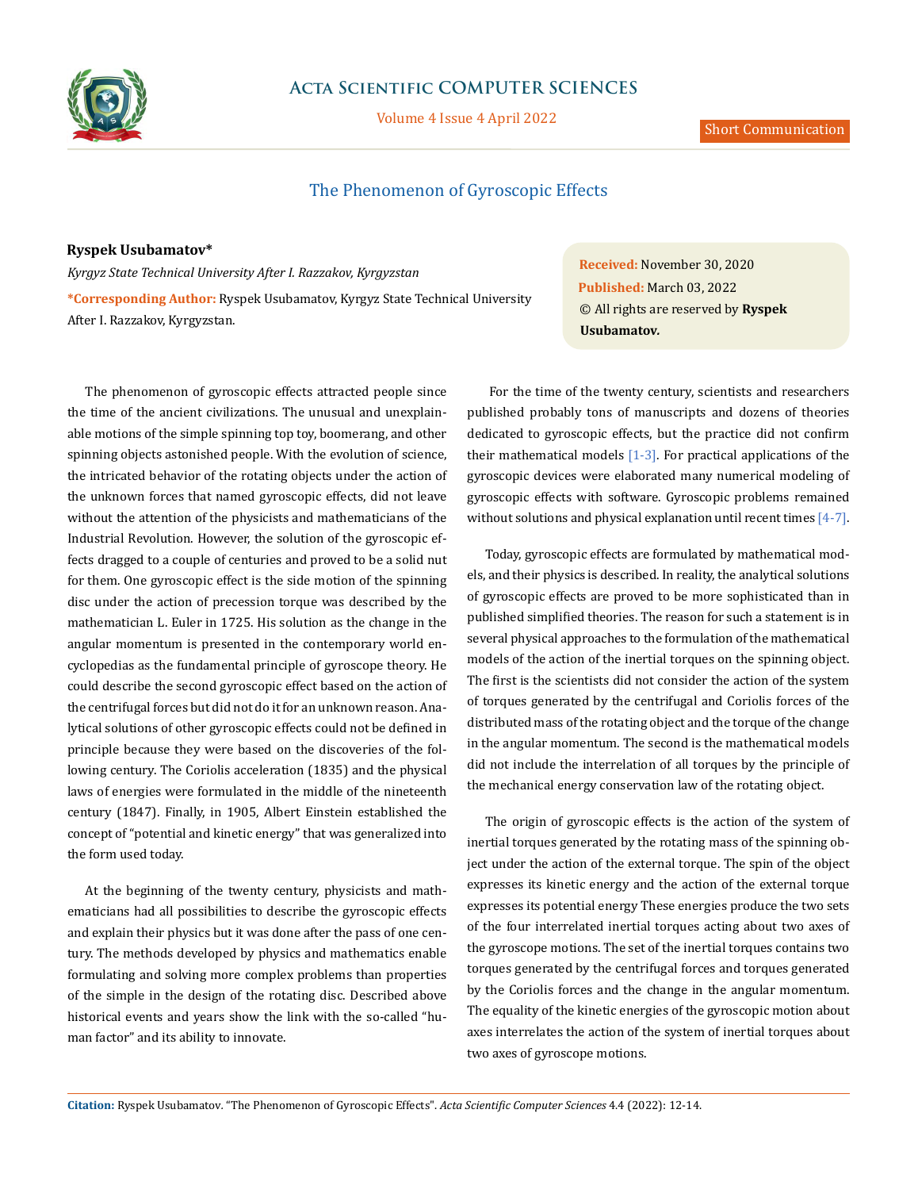# The Phenomenon of Gyroscopic Effects

**Ryspek Usubamatov***

*Kyrgyz State Technical University After I. Razzakov, Kyrgyzstan*

***Corresponding Author:** Ryspek Usubamatov, Kyrgyz State Technical University After I. Razzakov, Kyrgyzstan.

**Received:** November 30, 2020
**Published:** March 03, 2022
© All rights are reserved by **Ryspek Usubamatov.**

The phenomenon of gyroscopic effects attracted people since the time of the ancient civilizations. The unusual and unexplainable motions of the simple spinning top toy, boomerang, and other spinning objects astonished people. With the evolution of science, the intricated behavior of the rotating objects under the action of the unknown forces that named gyroscopic effects, did not leave without the attention of the physicists and mathematicians of the Industrial Revolution. However, the solution of the gyroscopic effects dragged to a couple of centuries and proved to be a solid nut for them. One gyroscopic effect is the side motion of the spinning disc under the action of precession torque was described by the mathematician L. Euler in 1725. His solution as the change in the angular momentum is presented in the contemporary world encyclopedias as the fundamental principle of gyroscope theory. He could describe the second gyroscopic effect based on the action of the centrifugal forces but did not do it for an unknown reason. Analytical solutions of other gyroscopic effects could not be defined in principle because they were based on the discoveries of the following century. The Coriolis acceleration (1835) and the physical laws of energies were formulated in the middle of the nineteenth century (1847). Finally, in 1905, Albert Einstein established the concept of "potential and kinetic energy" that was generalized into the form used today.

At the beginning of the twenty century, physicists and mathematicians had all possibilities to describe the gyroscopic effects and explain their physics but it was done after the pass of one century. The methods developed by physics and mathematics enable formulating and solving more complex problems than properties of the simple in the design of the rotating disc. Described above historical events and years show the link with the so-called "human factor" and its ability to innovate.

For the time of the twenty century, scientists and researchers published probably tons of manuscripts and dozens of theories dedicated to gyroscopic effects, but the practice did not confirm their mathematical models [1-3]. For practical applications of the gyroscopic devices were elaborated many numerical modeling of gyroscopic effects with software. Gyroscopic problems remained without solutions and physical explanation until recent times [4-7].

Today, gyroscopic effects are formulated by mathematical models, and their physics is described. In reality, the analytical solutions of gyroscopic effects are proved to be more sophisticated than in published simplified theories. The reason for such a statement is in several physical approaches to the formulation of the mathematical models of the action of the inertial torques on the spinning object. The first is the scientists did not consider the action of the system of torques generated by the centrifugal and Coriolis forces of the distributed mass of the rotating object and the torque of the change in the angular momentum. The second is the mathematical models did not include the interrelation of all torques by the principle of the mechanical energy conservation law of the rotating object.

The origin of gyroscopic effects is the action of the system of inertial torques generated by the rotating mass of the spinning object under the action of the external torque. The spin of the object expresses its kinetic energy and the action of the external torque expresses its potential energy These energies produce the two sets of the four interrelated inertial torques acting about two axes of the gyroscope motions. The set of the inertial torques contains two torques generated by the centrifugal forces and torques generated by the Coriolis forces and the change in the angular momentum. The equality of the kinetic energies of the gyroscopic motion about axes interrelates the action of the system of inertial torques about two axes of gyroscope motions.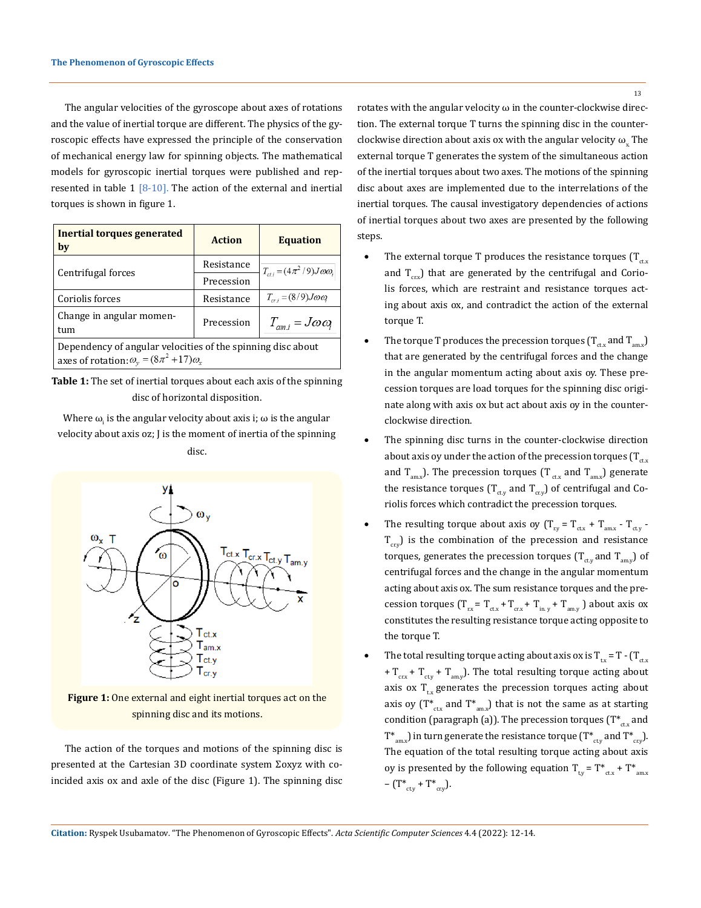The angular velocities of the gyroscope about axes of rotations and the value of inertial torque are different. The physics of the gyroscopic effects have expressed the principle of the conservation of mechanical energy law for spinning objects. The mathematical models for gyroscopic inertial torques were published and represented in table 1 [8-10]. The action of the external and inertial torques is shown in figure 1.

| Inertial torques generated by | Action | Equation |
|---|---|---|
| Centrifugal forces | Resistance | $T_{ct.i} = (4\pi^2/9)J\omega\omega_i$ |
| | Precession | |
| Coriolis forces | Resistance | $T_{cr.i} = (8/9)J\omega\omega_i$ |
| Change in angular momentum | Precession | $T_{am.i} = J\omega\omega_i$ |
| Dependency of angular velocities of the spinning disc about axes of rotation: $\omega_y = (8\pi^2 + 17)\omega_x$ | | |

**Table 1:** The set of inertial torques about each axis of the spinning disc of horizontal disposition.

Where $\omega_i$ is the angular velocity about axis i; $\omega$ is the angular velocity about axis oz; J is the moment of inertia of the spinning disc.

**Figure 1:** One external and eight inertial torques act on the spinning disc and its motions.

The action of the torques and motions of the spinning disc is presented at the Cartesian 3D coordinate system Σoxyz with coincided axis ox and axle of the disc (Figure 1). The spinning disc rotates with the angular velocity ω in the counter-clockwise direction. The external torque T turns the spinning disc in the counter-clockwise direction about axis ox with the angular velocity $\omega_x$ The external torque T generates the system of the simultaneous action of the inertial torques about two axes. The motions of the spinning disc about axes are implemented due to the interrelations of the inertial torques. The causal investigatory dependencies of actions of inertial torques about two axes are presented by the following steps.

- The external torque T produces the resistance torques ($T_{ct.x}$ and $T_{cr.x}$) that are generated by the centrifugal and Coriolis forces, which are restraint and resistance torques acting about axis ox, and contradict the action of the external torque T.
- The torque T produces the precession torques ($T_{ct.x}$ and $T_{am.x}$) that are generated by the centrifugal forces and the change in the angular momentum acting about axis oy. These precession torques are load torques for the spinning disc originate along with axis ox but act about axis oy in the counter-clockwise direction.
- The spinning disc turns in the counter-clockwise direction about axis oy under the action of the precession torques ($T_{ct.x}$ and $T_{am.x}$). The precession torques ($T_{ct.x}$ and $T_{am.x}$) generate the resistance torques ($T_{ct.y}$ and $T_{cr.y}$) of centrifugal and Coriolis forces which contradict the precession torques.
- The resulting torque about axis oy ($T_{r.y} = T_{ct.x} + T_{am.x} - T_{ct.y} - T_{cr.y}$) is the combination of the precession and resistance torques, generates the precession torques ($T_{ct.y}$ and $T_{am.y}$) of centrifugal forces and the change in the angular momentum acting about axis ox. The sum resistance torques and the precession torques ($T_{r.x} = T_{ct.x} + T_{cr.x} + T_{in.y} + T_{am.y}$) about axis ox constitutes the resulting resistance torque acting opposite to the torque T.
- The total resulting torque acting about axis ox is $T_{t.x} = T - (T_{ct.x} + T_{cr.x} + T_{ct.y} + T_{am.y})$. The total resulting torque acting about axis ox $T_{t.x}$ generates the precession torques acting about axis oy ($T^*_{ct.x}$ and $T^*_{am.x}$) that is not the same as at starting condition (paragraph (a)). The precession torques ($T^*_{ct.x}$ and $T^*_{am.x}$) in turn generate the resistance torque ($T^*_{ct.y}$ and $T^*_{cr.y}$). The equation of the total resulting torque acting about axis oy is presented by the following equation $T_{t.y} = T^*_{ct.x} + T^*_{am.x} - (T^*_{ct.y} + T^*_{cr.y})$.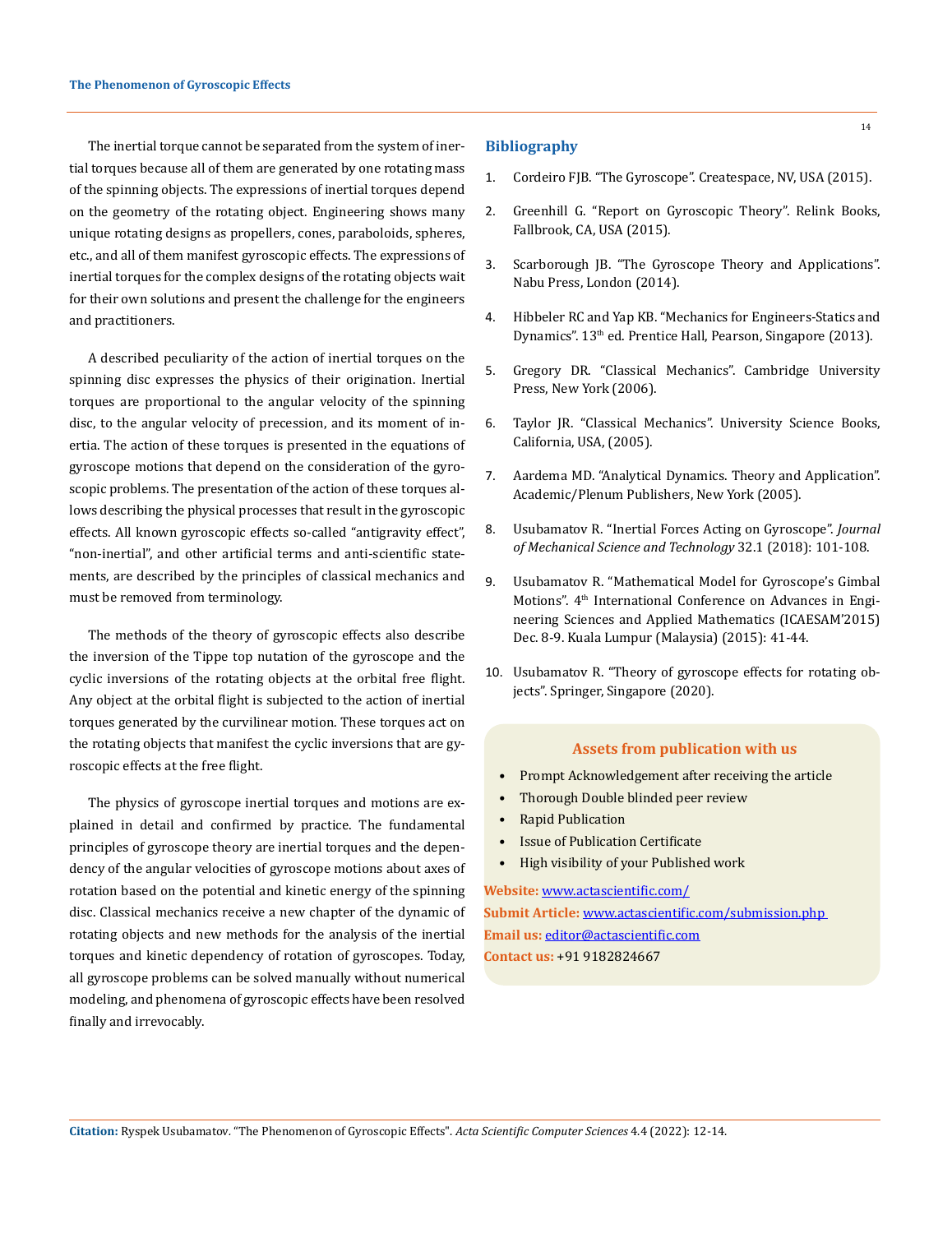The inertial torque cannot be separated from the system of inertial torques because all of them are generated by one rotating mass of the spinning objects. The expressions of inertial torques depend on the geometry of the rotating object. Engineering shows many unique rotating designs as propellers, cones, paraboloids, spheres, etc., and all of them manifest gyroscopic effects. The expressions of inertial torques for the complex designs of the rotating objects wait for their own solutions and present the challenge for the engineers and practitioners.

A described peculiarity of the action of inertial torques on the spinning disc expresses the physics of their origination. Inertial torques are proportional to the angular velocity of the spinning disc, to the angular velocity of precession, and its moment of inertia. The action of these torques is presented in the equations of gyroscope motions that depend on the consideration of the gyroscopic problems. The presentation of the action of these torques allows describing the physical processes that result in the gyroscopic effects. All known gyroscopic effects so-called "antigravity effect", "non-inertial", and other artificial terms and anti-scientific statements, are described by the principles of classical mechanics and must be removed from terminology.

The methods of the theory of gyroscopic effects also describe the inversion of the Tippe top nutation of the gyroscope and the cyclic inversions of the rotating objects at the orbital free flight. Any object at the orbital flight is subjected to the action of inertial torques generated by the curvilinear motion. These torques act on the rotating objects that manifest the cyclic inversions that are gyroscopic effects at the free flight.

The physics of gyroscope inertial torques and motions are explained in detail and confirmed by practice. The fundamental principles of gyroscope theory are inertial torques and the dependency of the angular velocities of gyroscope motions about axes of rotation based on the potential and kinetic energy of the spinning disc. Classical mechanics receive a new chapter of the dynamic of rotating objects and new methods for the analysis of the inertial torques and kinetic dependency of rotation of gyroscopes. Today, all gyroscope problems can be solved manually without numerical modeling, and phenomena of gyroscopic effects have been resolved finally and irrevocably.

## Bibliography

1. Cordeiro FJB. "The Gyroscope". Createspace, NV, USA (2015).
2. Greenhill G. "Report on Gyroscopic Theory". Relink Books, Fallbrook, CA, USA (2015).
3. Scarborough JB. "The Gyroscope Theory and Applications". Nabu Press, London (2014).
4. Hibbeler RC and Yap KB. "Mechanics for Engineers-Statics and Dynamics". 13th ed. Prentice Hall, Pearson, Singapore (2013).
5. Gregory DR. "Classical Mechanics". Cambridge University Press, New York (2006).
6. Taylor JR. "Classical Mechanics". University Science Books, California, USA, (2005).
7. Aardema MD. "Analytical Dynamics. Theory and Application". Academic/Plenum Publishers, New York (2005).
8. Usubamatov R. "Inertial Forces Acting on Gyroscope". *Journal of Mechanical Science and Technology* 32.1 (2018): 101-108.
9. Usubamatov R. "Mathematical Model for Gyroscope's Gimbal Motions". 4th International Conference on Advances in Engineering Sciences and Applied Mathematics (ICAESAM'2015) Dec. 8-9. Kuala Lumpur (Malaysia) (2015): 41-44.
10. Usubamatov R. "Theory of gyroscope effects for rotating objects". Springer, Singapore (2020).

**Assets from publication with us**

- Prompt Acknowledgement after receiving the article
- Thorough Double blinded peer review
- Rapid Publication
- Issue of Publication Certificate
- High visibility of your Published work

**Website:** www.actascientific.com/
**Submit Article:** www.actascientific.com/submission.php
**Email us:** editor@actascientific.com
**Contact us:** +91 9182824667